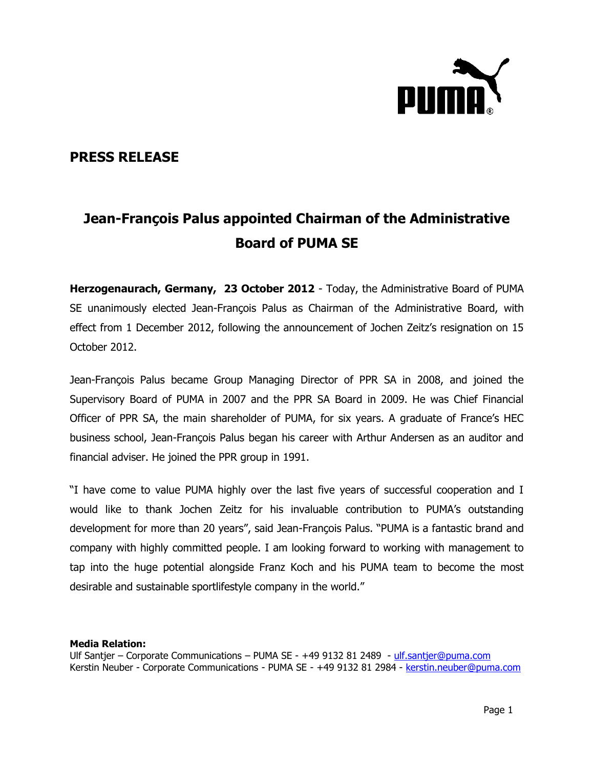## PRESS RELEASE

# Jean-François Palus appointed Chairman of the Administrative Board of PUMA SE

**Herzogenaurach, Germany, 23 October 2012** - Today, the Administrative Board of PUMA SE unanimously elected Jean-François Palus as Chairman of the Administrative Board, with effect from 1 December 2012, following the announcement of Jochen Zeitz's resignation on 15 October 2012.

Jean-François Palus became Group Managing Director of PPR SA in 2008, and joined the Supervisory Board of PUMA in 2007 and the PPR SA Board in 2009. He was Chief Financial Officer of PPR SA, the main shareholder of PUMA, for six years. A graduate of France's HEC business school, Jean-François Palus began his career with Arthur Andersen as an auditor and financial adviser. He joined the PPR group in 1991.

"I have come to value PUMA highly over the last five years of successful cooperation and I would like to thank Jochen Zeitz for his invaluable contribution to PUMA's outstanding development for more than 20 years", said Jean-François Palus. "PUMA is a fantastic brand and company with highly committed people. I am looking forward to working with management to tap into the huge potential alongside Franz Koch and his PUMA team to become the most desirable and sustainable sportlifestyle company in the world."

**Media Relation:**
Ulf Santjer – Corporate Communications – PUMA SE - +49 9132 81 2489 - ulf.santjer@puma.com
Kerstin Neuber - Corporate Communications - PUMA SE - +49 9132 81 2984 - kerstin.neuber@puma.com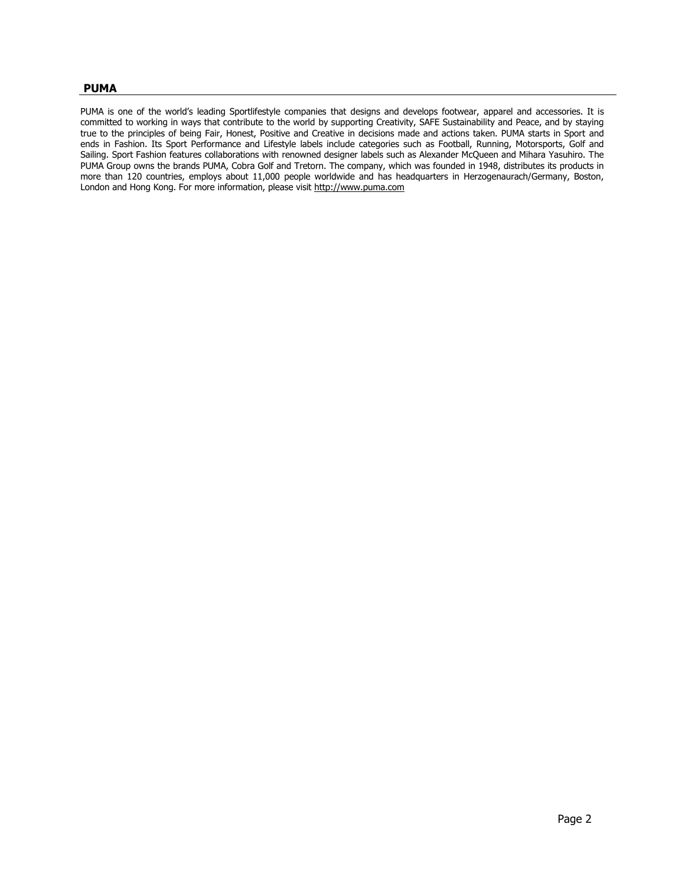## PUMA

PUMA is one of the world's leading Sportlifestyle companies that designs and develops footwear, apparel and accessories. It is committed to working in ways that contribute to the world by supporting Creativity, SAFE Sustainability and Peace, and by staying true to the principles of being Fair, Honest, Positive and Creative in decisions made and actions taken. PUMA starts in Sport and ends in Fashion. Its Sport Performance and Lifestyle labels include categories such as Football, Running, Motorsports, Golf and Sailing. Sport Fashion features collaborations with renowned designer labels such as Alexander McQueen and Mihara Yasuhiro. The PUMA Group owns the brands PUMA, Cobra Golf and Tretorn. The company, which was founded in 1948, distributes its products in more than 120 countries, employs about 11,000 people worldwide and has headquarters in Herzogenaurach/Germany, Boston, London and Hong Kong. For more information, please visit http://www.puma.com